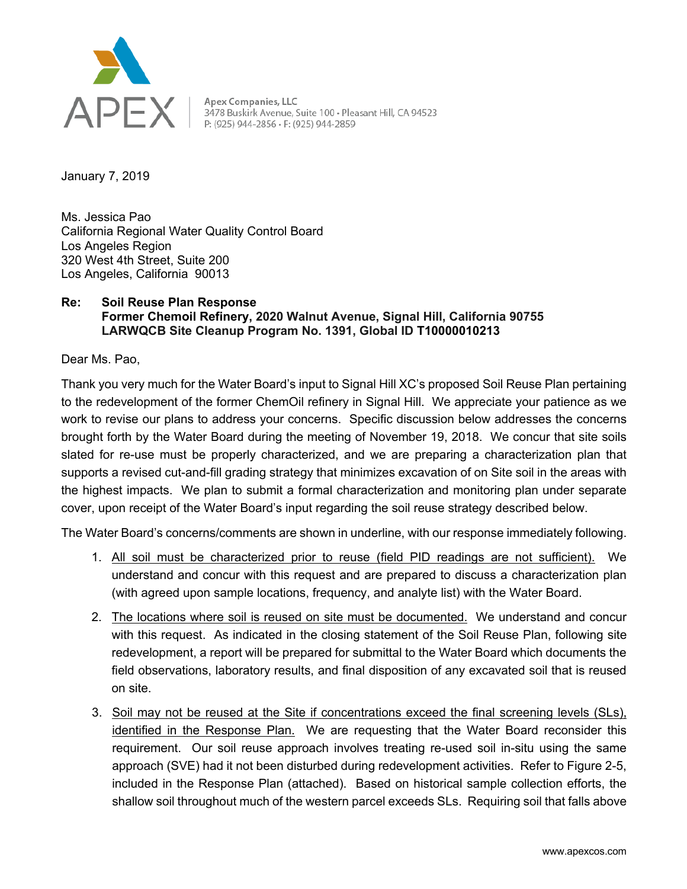Apex Companies, LLC
3478 Buskirk Avenue, Suite 100 • Pleasant Hill, CA 94523
P: (925) 944-2856 • F: (925) 944-2859

January 7, 2019

Ms. Jessica Pao
California Regional Water Quality Control Board
Los Angeles Region
320 West 4th Street, Suite 200
Los Angeles, California 90013

**Re: Soil Reuse Plan Response**
**Former Chemoil Refinery, 2020 Walnut Avenue, Signal Hill, California 90755**
**LARWQCB Site Cleanup Program No. 1391, Global ID T10000010213**

Dear Ms. Pao,

Thank you very much for the Water Board's input to Signal Hill XC's proposed Soil Reuse Plan pertaining to the redevelopment of the former ChemOil refinery in Signal Hill. We appreciate your patience as we work to revise our plans to address your concerns. Specific discussion below addresses the concerns brought forth by the Water Board during the meeting of November 19, 2018. We concur that site soils slated for re-use must be properly characterized, and we are preparing a characterization plan that supports a revised cut-and-fill grading strategy that minimizes excavation of on Site soil in the areas with the highest impacts. We plan to submit a formal characterization and monitoring plan under separate cover, upon receipt of the Water Board's input regarding the soil reuse strategy described below.

The Water Board's concerns/comments are shown in underline, with our response immediately following.

1. <u>All soil must be characterized prior to reuse (field PID readings are not sufficient).</u> We understand and concur with this request and are prepared to discuss a characterization plan (with agreed upon sample locations, frequency, and analyte list) with the Water Board.

2. <u>The locations where soil is reused on site must be documented.</u> We understand and concur with this request. As indicated in the closing statement of the Soil Reuse Plan, following site redevelopment, a report will be prepared for submittal to the Water Board which documents the field observations, laboratory results, and final disposition of any excavated soil that is reused on site.

3. <u>Soil may not be reused at the Site if concentrations exceed the final screening levels (SLs), identified in the Response Plan.</u> We are requesting that the Water Board reconsider this requirement. Our soil reuse approach involves treating re-used soil in-situ using the same approach (SVE) had it not been disturbed during redevelopment activities. Refer to Figure 2-5, included in the Response Plan (attached). Based on historical sample collection efforts, the shallow soil throughout much of the western parcel exceeds SLs. Requiring soil that falls above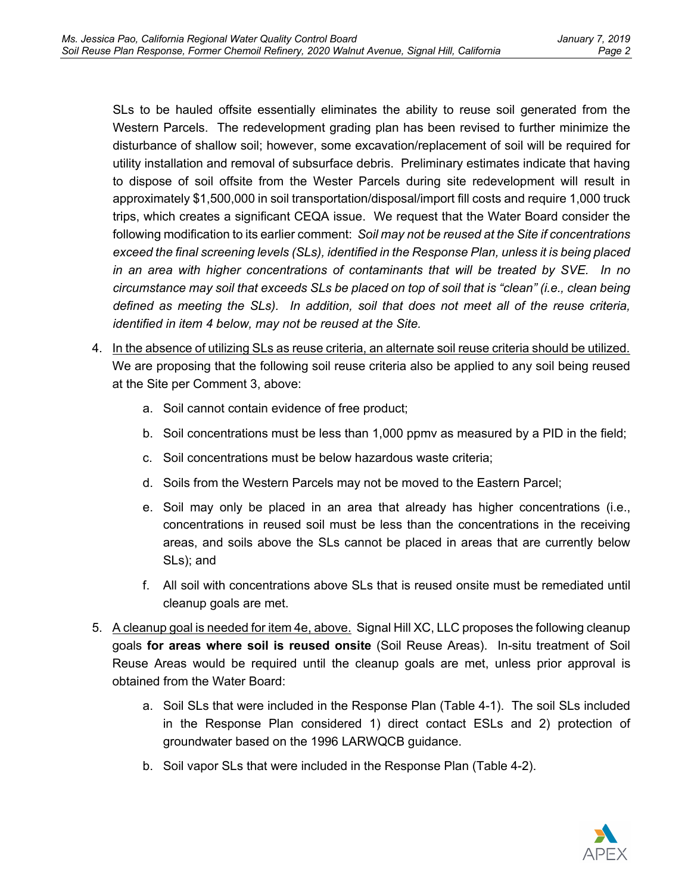SLs to be hauled offsite essentially eliminates the ability to reuse soil generated from the Western Parcels. The redevelopment grading plan has been revised to further minimize the disturbance of shallow soil; however, some excavation/replacement of soil will be required for utility installation and removal of subsurface debris. Preliminary estimates indicate that having to dispose of soil offsite from the Wester Parcels during site redevelopment will result in approximately $1,500,000 in soil transportation/disposal/import fill costs and require 1,000 truck trips, which creates a significant CEQA issue. We request that the Water Board consider the following modification to its earlier comment: *Soil may not be reused at the Site if concentrations exceed the final screening levels (SLs), identified in the Response Plan, unless it is being placed in an area with higher concentrations of contaminants that will be treated by SVE. In no circumstance may soil that exceeds SLs be placed on top of soil that is "clean" (i.e., clean being defined as meeting the SLs). In addition, soil that does not meet all of the reuse criteria, identified in item 4 below, may not be reused at the Site.*

4. <u>In the absence of utilizing SLs as reuse criteria, an alternate soil reuse criteria should be utilized.</u> We are proposing that the following soil reuse criteria also be applied to any soil being reused at the Site per Comment 3, above:

   a. Soil cannot contain evidence of free product;

   b. Soil concentrations must be less than 1,000 ppmv as measured by a PID in the field;

   c. Soil concentrations must be below hazardous waste criteria;

   d. Soils from the Western Parcels may not be moved to the Eastern Parcel;

   e. Soil may only be placed in an area that already has higher concentrations (i.e., concentrations in reused soil must be less than the concentrations in the receiving areas, and soils above the SLs cannot be placed in areas that are currently below SLs); and

   f. All soil with concentrations above SLs that is reused onsite must be remediated until cleanup goals are met.

5. <u>A cleanup goal is needed for item 4e, above.</u> Signal Hill XC, LLC proposes the following cleanup goals **for areas where soil is reused onsite** (Soil Reuse Areas). In-situ treatment of Soil Reuse Areas would be required until the cleanup goals are met, unless prior approval is obtained from the Water Board:

   a. Soil SLs that were included in the Response Plan (Table 4-1). The soil SLs included in the Response Plan considered 1) direct contact ESLs and 2) protection of groundwater based on the 1996 LARWQCB guidance.

   b. Soil vapor SLs that were included in the Response Plan (Table 4-2).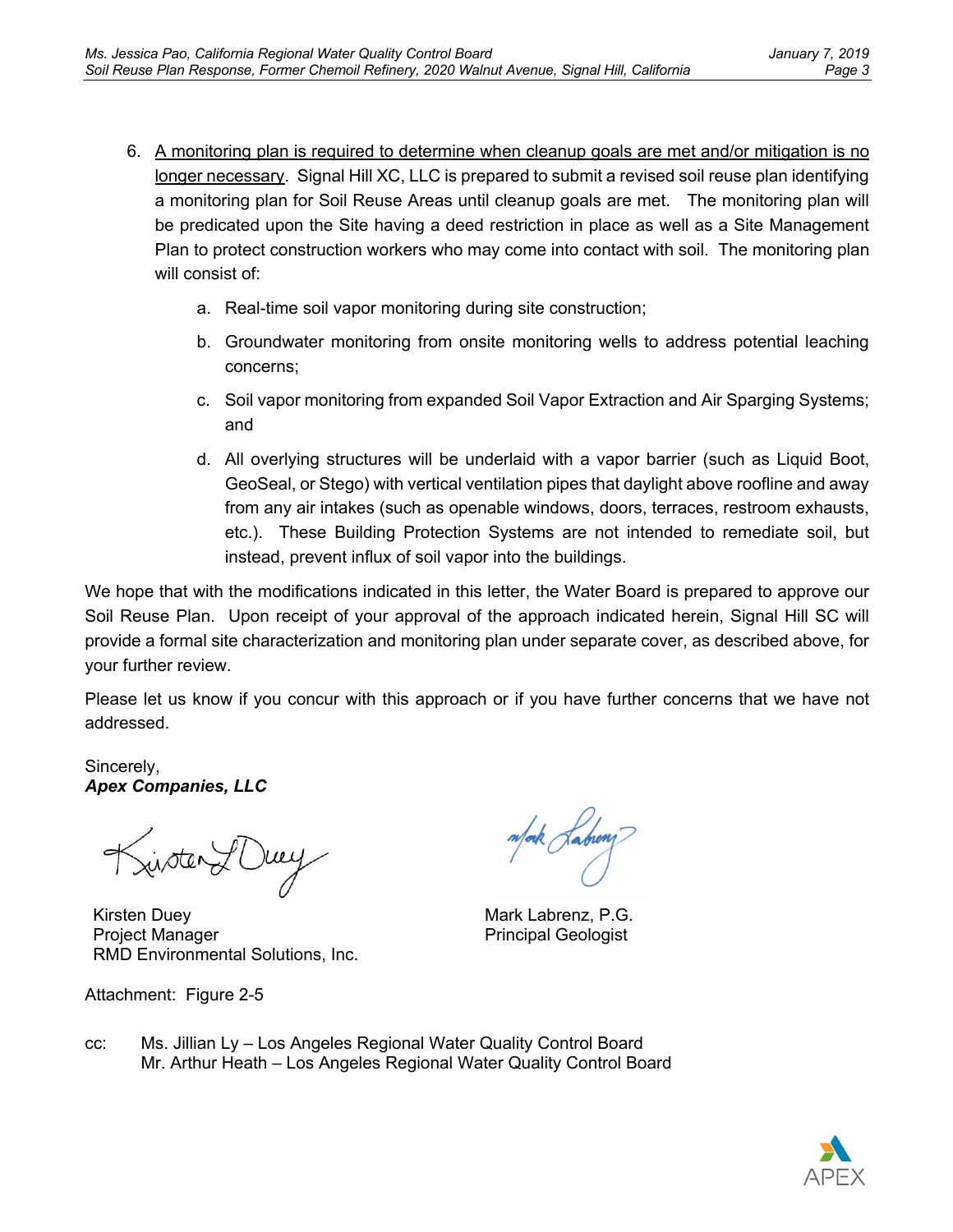6. <u>A monitoring plan is required to determine when cleanup goals are met and/or mitigation is no longer necessary</u>. Signal Hill XC, LLC is prepared to submit a revised soil reuse plan identifying a monitoring plan for Soil Reuse Areas until cleanup goals are met. The monitoring plan will be predicated upon the Site having a deed restriction in place as well as a Site Management Plan to protect construction workers who may come into contact with soil. The monitoring plan will consist of:

    a. Real-time soil vapor monitoring during site construction;

    b. Groundwater monitoring from onsite monitoring wells to address potential leaching concerns;

    c. Soil vapor monitoring from expanded Soil Vapor Extraction and Air Sparging Systems; and

    d. All overlying structures will be underlaid with a vapor barrier (such as Liquid Boot, GeoSeal, or Stego) with vertical ventilation pipes that daylight above roofline and away from any air intakes (such as openable windows, doors, terraces, restroom exhausts, etc.). These Building Protection Systems are not intended to remediate soil, but instead, prevent influx of soil vapor into the buildings.

We hope that with the modifications indicated in this letter, the Water Board is prepared to approve our Soil Reuse Plan. Upon receipt of your approval of the approach indicated herein, Signal Hill SC will provide a formal site characterization and monitoring plan under separate cover, as described above, for your further review.

Please let us know if you concur with this approach or if you have further concerns that we have not addressed.

Sincerely,
***Apex Companies, LLC***

Kirsten Duey
Project Manager
RMD Environmental Solutions, Inc.

Mark Labrenz, P.G.
Principal Geologist

Attachment: Figure 2-5

cc: Ms. Jillian Ly – Los Angeles Regional Water Quality Control Board
Mr. Arthur Heath – Los Angeles Regional Water Quality Control Board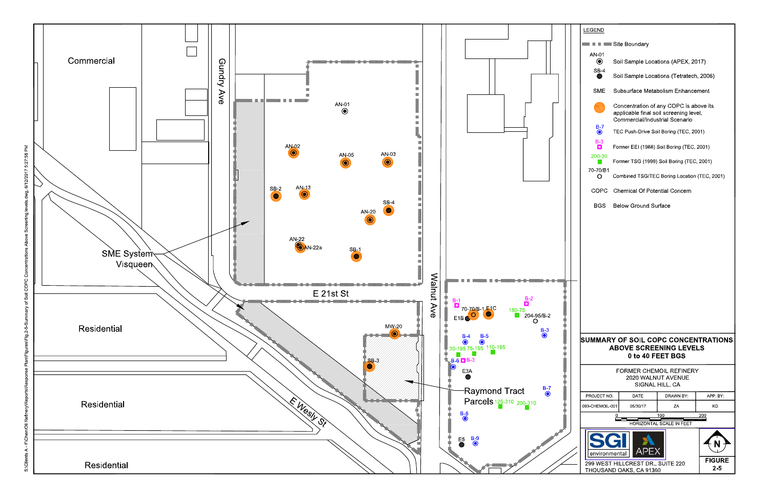## LEGEND

- Site Boundary
- AN-01 — Soil Sample Locations (APEX, 2017)
- SB-4 — Soil Sample Locations (Tetratech, 2006)
- SME — Subsurface Metabolism Enhancement
- Concentration of any COPC is above its applicable final soil screening level, Commercial/Industrial Scenario
- B-7 — TEC Push-Drive Soil Boring (TEC, 2001)
- B-3 — Former EEI (1986) Soil Boring (TEC, 2001)
- 200-30 — Former TSG (1999) Soil Boring (TEC, 2001)
- 70-70/B1 — Combined TSG/TEC Boring Location (TEC, 2001)
- COPC — Chemical Of Potential Concern
- BGS — Below Ground Surface

Commercial

Gundry Ave

AN-01

AN-02

AN-05

AN-03

SB-2

AN-13

SB-4

AN-20

AN-22

AN-22a

SB-1

SME System Visqueen

E 21st St

Walnut Ave

Residential

Residential

Residential

E Wesly St

MW-20

SB-3

Raymond Tract Parcels

B-1

70-70/B-1

E1C

E1B

B-2

150-75

204-95/B-2

B-3

B-4

B-5

30-195

75-195

110-195

B-6

B-3

E3A

B-7

B-8

125-310

200-310

E5

B-9

S:\Clients A - F\ChemOil Refinery\Reports\Response Plan\Figures\Fig 2-5-Summary of Soil COPC Concentrations Above Screening levels.dwg, 6/12/2017 5:27:58 PM

## SUMMARY OF SOIL COPC CONCENTRATIONS ABOVE SCREENING LEVELS 0 to 40 FEET BGS

FORMER CHEMOIL REFINERY
2020 WALNUT AVENUE
SIGNAL HILL, CA

| PROJECT NO. | DATE | DRAWN BY: | APP. BY: |
|---|---|---|---|
| 093-CHEMOIL-001 | 05/30/17 | ZA | KD |

0 100 200
HORIZONTAL SCALE IN FEET

SGI environmental

APEX

299 WEST HILLCREST DR., SUITE 220
THOUSAND OAKS, CA 91360

N

FIGURE 2-5